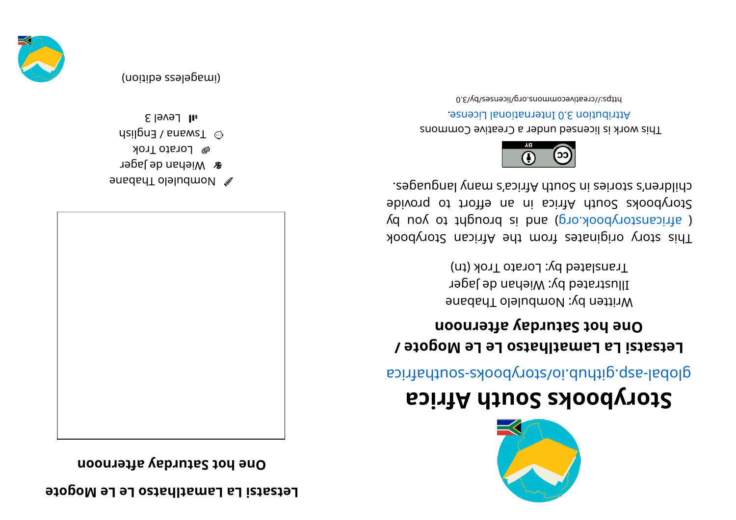# Storybooks South Africa

global-asp.github.io/storybooks-southafrica

## Letsatsi La Lamatlhatso Le Le Mogote / One hot Saturday afternoon

Written by: Nombulelo Thabane

Illustrated by: Wiehan de Jager

Translated by: Lorato Trok (tn)

This story originates from the African Storybook ( africanstorybook.org ) and is brought to you by Storybooks South Africa in an effort to provide children's stories in South Africa's many languages.

This work is licensed under a Creative Commons Attribution 3.0 International License.

https://creativecommons.org/licenses/by/3.0

# Letsatsi La Lamatlhatso Le Le Mogote

## One hot Saturday afternoon

Nombulelo Thabane

Wiehan de Jager

Lorato Trok

Tswana / English

Level 3

(imageless edition)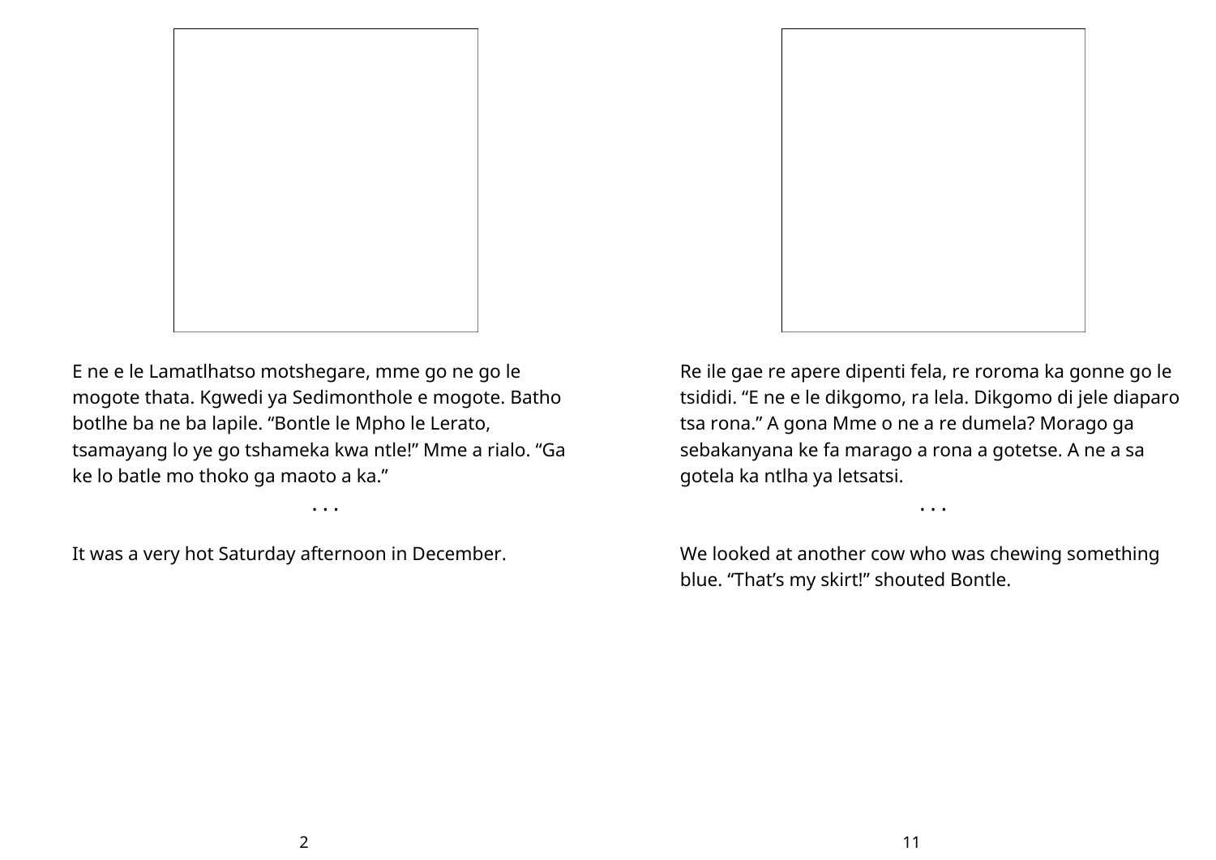E ne e le Lamatlhatso motshegare, mme go ne go le mogote thata. Kgwedi ya Sedimonthole e mogote. Batho botlhe ba ne ba lapile. “Bontle le Mpho le Lerato, tsamayang lo ye go tshameka kwa ntle!” Mme a rialo. “Ga ke lo batle mo thoko ga maoto a ka.”

• • •

It was a very hot Saturday afternoon in December.

Re ile gae re apere dipenti fela, re roroma ka gonne go le tsididi. “E ne e le dikgomo, ra lela. Dikgomo di jele diaparo tsa rona.” A gona Mme o ne a re dumela? Morago ga sebakanyana ke fa marago a rona a gotetse. A ne a sa gotela ka ntlha ya letsatsi.

• • •

We looked at another cow who was chewing something blue. “That’s my skirt!” shouted Bontle.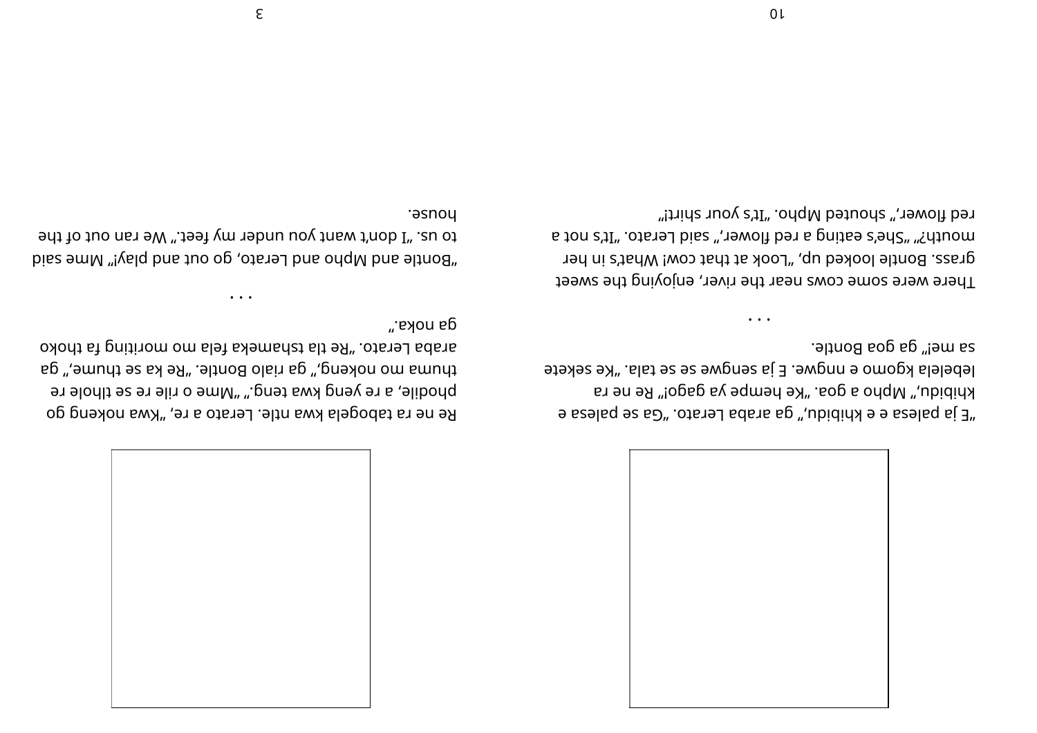"E ja palesa e e khibidu," ga araba Lerato. "Ga se palesa e khibidu," Mpho a goa. "Ke hempe ya gago!" Re ne ra lebelela kgomo e nngwe. E ja sengwe se se tala. "Ke sekete sa me!" ga goa Bontle.

. . .

There were some cows near the river, enjoying the sweet grass. Bontle looked up, "Look at that cow! What's in her mouth?" "She's eating a red flower," said Lerato. "It's not a red flower," shouted Mpho. "It's your shirt!"

Re ne ra tabogela kwa ntle. Lerato a re, "Kwa nokeng go phodile, a re yeng kwa teng." "Mme o rile re se tlhole re thuma mo nokeng," ga rialo Bontle. "Re ka se thume," ga araba Lerato. "Re tla tshameka fela mo moriting fa thoko ga noka."

. . .

"Bontle and Mpho and Lerato, go out and play!" Mme said to us. "I don't want you under my feet." We ran out of the house.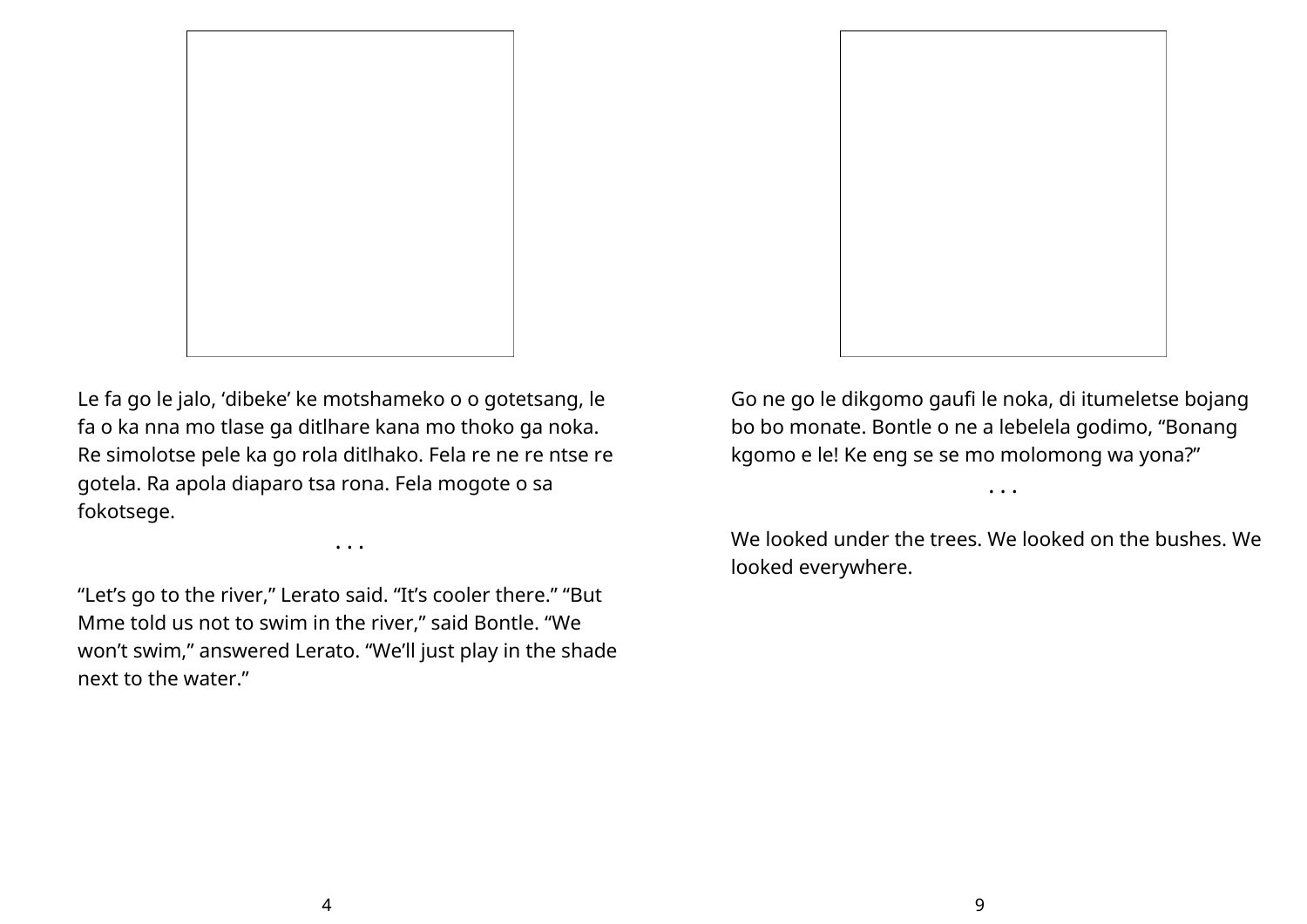Le fa go le jalo, ‘dibeke’ ke motshameko o o gotetsang, le fa o ka nna mo tlase ga ditlhare kana mo thoko ga noka. Re simolotse pele ka go rola ditlhako. Fela re ne re ntse re gotela. Ra apola diaparo tsa rona. Fela mogote o sa fokotsege.

. . .

“Let’s go to the river,” Lerato said. “It’s cooler there.” “But Mme told us not to swim in the river,” said Bontle. “We won’t swim,” answered Lerato. “We’ll just play in the shade next to the water.”

Go ne go le dikgomo gaufi le noka, di itumeletse bojang bo bo monate. Bontle o ne a lebelela godimo, “Bonang kgomo e le! Ke eng se se mo molomong wa yona?”

. . .

We looked under the trees. We looked on the bushes. We looked everywhere.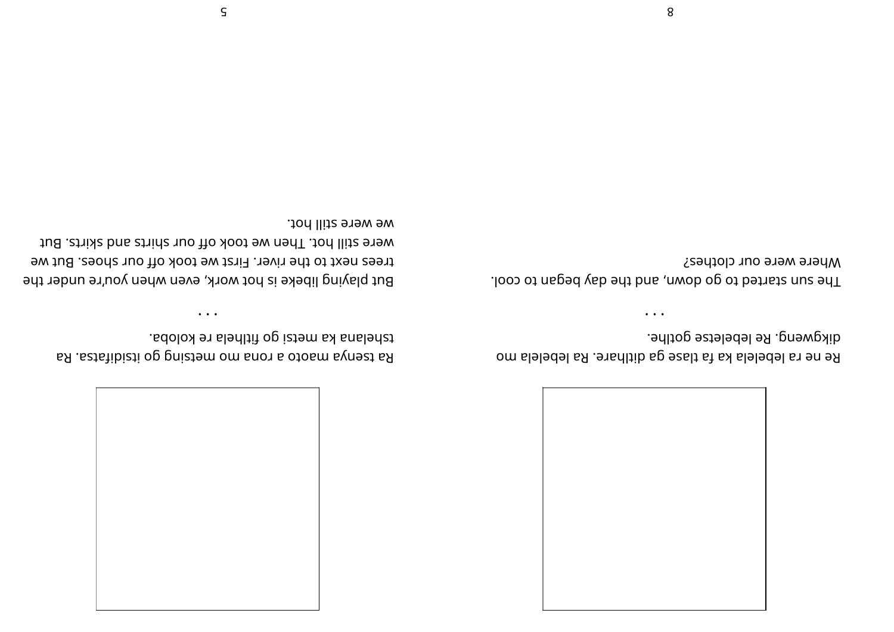Re ne ra lebelela ka fa tlase ga ditlhare. Ra lebelela mo dikgweng. Re lebeletse gotlhe.

. . .

The sun started to go down, and the day began to cool. Where were our clothes?

Ra tsenya maoto a rona mo metsing go itsidifatsa. Ra tshelana ka metsi go fitlhela re koloba.

. . .

But playing libeke is hot work, even when you're under the trees next to the river. First we took off our shoes. But we were still hot. Then we took off our shirts and skirts. But we were still hot.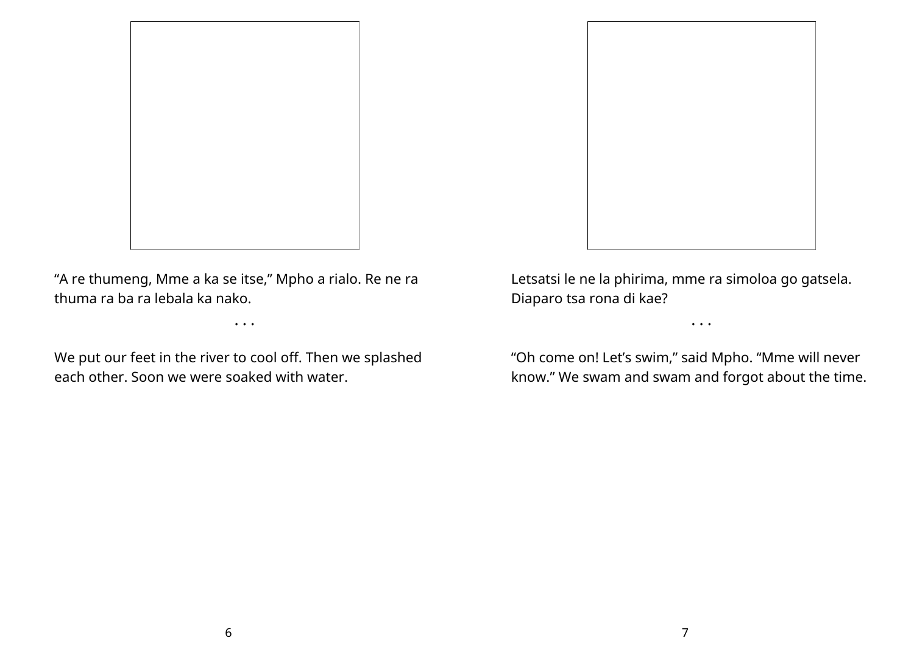"A re thumeng, Mme a ka se itse," Mpho a rialo. Re ne ra thuma ra ba ra lebala ka nako.

. . .

We put our feet in the river to cool off. Then we splashed each other. Soon we were soaked with water.

Letsatsi le ne la phirima, mme ra simoloa go gatsela. Diaparo tsa rona di kae?

. . .

"Oh come on! Let's swim," said Mpho. "Mme will never know." We swam and swam and forgot about the time.